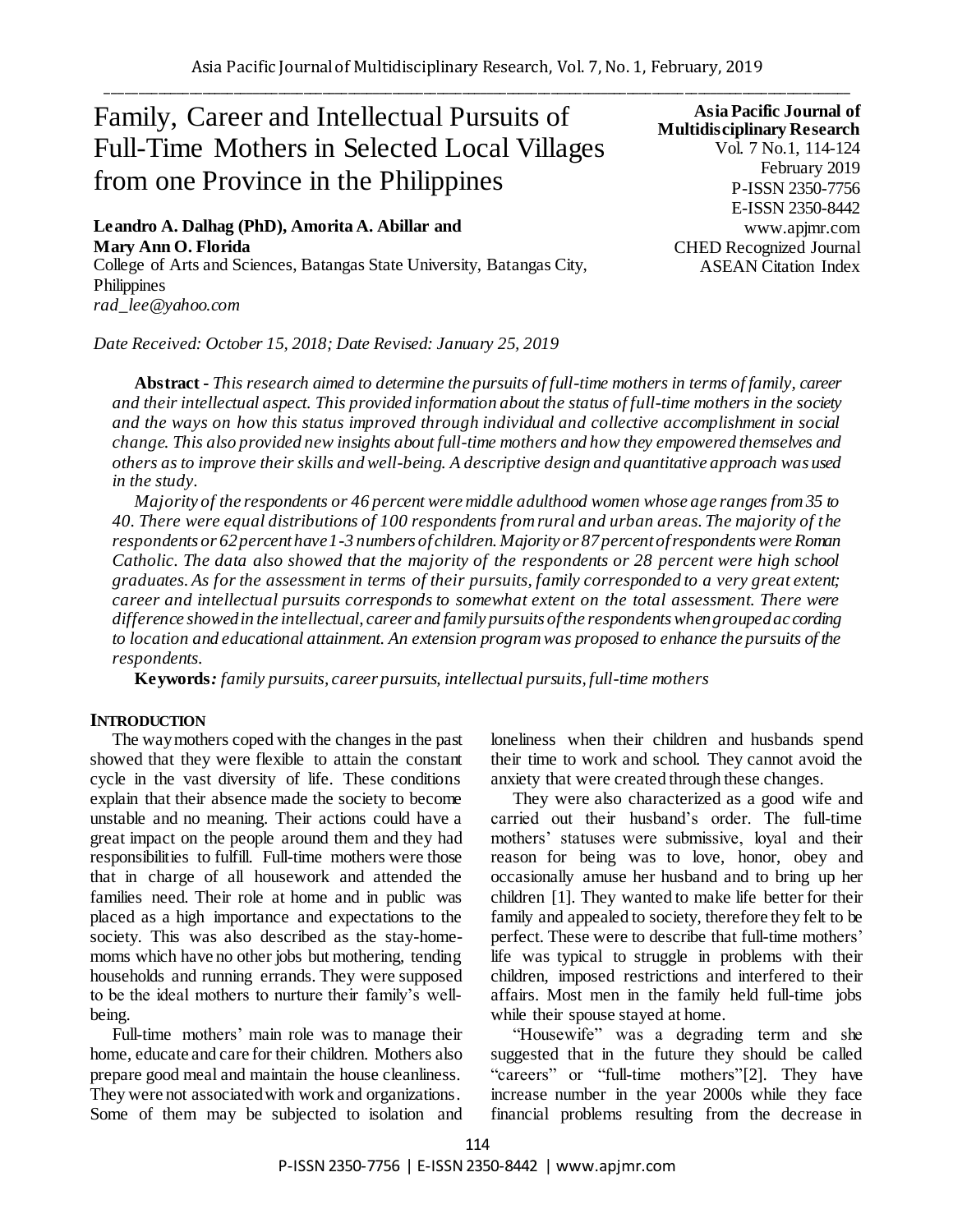# Family, Career and Intellectual Pursuits of Full-Time Mothers in Selected Local Villages from one Province in the Philippines

**Asia Pacific Journal of Multidisciplinary Research**
Vol. 7 No.1, 114-124
February 2019
P-ISSN 2350-7756
E-ISSN 2350-8442
www.apjmr.com
CHED Recognized Journal
ASEAN Citation Index

**Leandro A. Dalhag (PhD), Amorita A. Abillar and Mary Ann O. Florida**
College of Arts and Sciences, Batangas State University, Batangas City, Philippines
*rad_lee@yahoo.com*

*Date Received: October 15, 2018; Date Revised: January 25, 2019*

**Abstract -** *This research aimed to determine the pursuits of full-time mothers in terms of family, career and their intellectual aspect. This provided information about the status of full-time mothers in the society and the ways on how this status improved through individual and collective accomplishment in social change. This also provided new insights about full-time mothers and how they empowered themselves and others as to improve their skills and well-being. A descriptive design and quantitative approach was used in the study.*

*Majority of the respondents or 46 percent were middle adulthood women whose age ranges from 35 to 40. There were equal distributions of 100 respondents from rural and urban areas. The majority of the respondents or 62 percent have 1-3 numbers of children. Majority or 87 percent of respondents were Roman Catholic. The data also showed that the majority of the respondents or 28 percent were high school graduates. As for the assessment in terms of their pursuits, family corresponded to a very great extent; career and intellectual pursuits corresponds to somewhat extent on the total assessment. There were difference showed in the intellectual, career and family pursuits of the respondents when grouped according to location and educational attainment. An extension program was proposed to enhance the pursuits of the respondents.*

**Keywords***: family pursuits, career pursuits, intellectual pursuits, full-time mothers*

## INTRODUCTION

The way mothers coped with the changes in the past showed that they were flexible to attain the constant cycle in the vast diversity of life. These conditions explain that their absence made the society to become unstable and no meaning. Their actions could have a great impact on the people around them and they had responsibilities to fulfill. Full-time mothers were those that in charge of all housework and attended the families need. Their role at home and in public was placed as a high importance and expectations to the society. This was also described as the stay-home-moms which have no other jobs but mothering, tending households and running errands. They were supposed to be the ideal mothers to nurture their family's well-being.

Full-time mothers' main role was to manage their home, educate and care for their children. Mothers also prepare good meal and maintain the house cleanliness. They were not associated with work and organizations. Some of them may be subjected to isolation and loneliness when their children and husbands spend their time to work and school. They cannot avoid the anxiety that were created through these changes.

They were also characterized as a good wife and carried out their husband's order. The full-time mothers' statuses were submissive, loyal and their reason for being was to love, honor, obey and occasionally amuse her husband and to bring up her children [1]. They wanted to make life better for their family and appealed to society, therefore they felt to be perfect. These were to describe that full-time mothers' life was typical to struggle in problems with their children, imposed restrictions and interfered to their affairs. Most men in the family held full-time jobs while their spouse stayed at home.

"Housewife" was a degrading term and she suggested that in the future they should be called "careers" or "full-time mothers"[2]. They have increase number in the year 2000s while they face financial problems resulting from the decrease in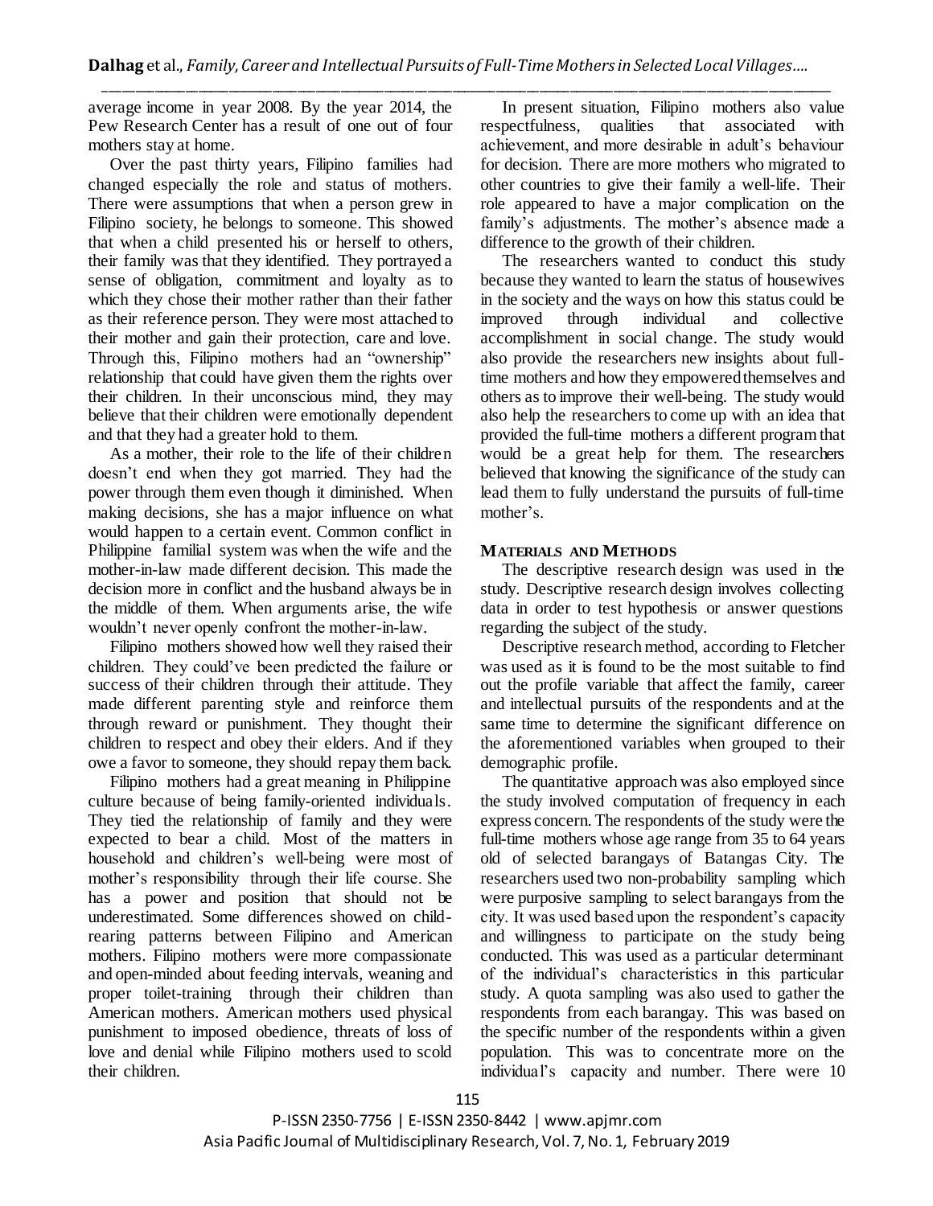average income in year 2008. By the year 2014, the Pew Research Center has a result of one out of four mothers stay at home.

Over the past thirty years, Filipino families had changed especially the role and status of mothers. There were assumptions that when a person grew in Filipino society, he belongs to someone. This showed that when a child presented his or herself to others, their family was that they identified. They portrayed a sense of obligation, commitment and loyalty as to which they chose their mother rather than their father as their reference person. They were most attached to their mother and gain their protection, care and love. Through this, Filipino mothers had an "ownership" relationship that could have given them the rights over their children. In their unconscious mind, they may believe that their children were emotionally dependent and that they had a greater hold to them.

As a mother, their role to the life of their children doesn't end when they got married. They had the power through them even though it diminished. When making decisions, she has a major influence on what would happen to a certain event. Common conflict in Philippine familial system was when the wife and the mother-in-law made different decision. This made the decision more in conflict and the husband always be in the middle of them. When arguments arise, the wife wouldn't never openly confront the mother-in-law.

Filipino mothers showed how well they raised their children. They could've been predicted the failure or success of their children through their attitude. They made different parenting style and reinforce them through reward or punishment. They thought their children to respect and obey their elders. And if they owe a favor to someone, they should repay them back.

Filipino mothers had a great meaning in Philippine culture because of being family-oriented individuals. They tied the relationship of family and they were expected to bear a child. Most of the matters in household and children's well-being were most of mother's responsibility through their life course. She has a power and position that should not be underestimated. Some differences showed on child-rearing patterns between Filipino and American mothers. Filipino mothers were more compassionate and open-minded about feeding intervals, weaning and proper toilet-training through their children than American mothers. American mothers used physical punishment to imposed obedience, threats of loss of love and denial while Filipino mothers used to scold their children.

In present situation, Filipino mothers also value respectfulness, qualities that associated with achievement, and more desirable in adult's behaviour for decision. There are more mothers who migrated to other countries to give their family a well-life. Their role appeared to have a major complication on the family's adjustments. The mother's absence made a difference to the growth of their children.

The researchers wanted to conduct this study because they wanted to learn the status of housewives in the society and the ways on how this status could be improved through individual and collective accomplishment in social change. The study would also provide the researchers new insights about full-time mothers and how they empowered themselves and others as to improve their well-being. The study would also help the researchers to come up with an idea that provided the full-time mothers a different program that would be a great help for them. The researchers believed that knowing the significance of the study can lead them to fully understand the pursuits of full-time mother's.

## MATERIALS AND METHODS

The descriptive research design was used in the study. Descriptive research design involves collecting data in order to test hypothesis or answer questions regarding the subject of the study.

Descriptive research method, according to Fletcher was used as it is found to be the most suitable to find out the profile variable that affect the family, career and intellectual pursuits of the respondents and at the same time to determine the significant difference on the aforementioned variables when grouped to their demographic profile.

The quantitative approach was also employed since the study involved computation of frequency in each express concern. The respondents of the study were the full-time mothers whose age range from 35 to 64 years old of selected barangays of Batangas City. The researchers used two non-probability sampling which were purposive sampling to select barangays from the city. It was used based upon the respondent's capacity and willingness to participate on the study being conducted. This was used as a particular determinant of the individual's characteristics in this particular study. A quota sampling was also used to gather the respondents from each barangay. This was based on the specific number of the respondents within a given population. This was to concentrate more on the individual's capacity and number. There were 10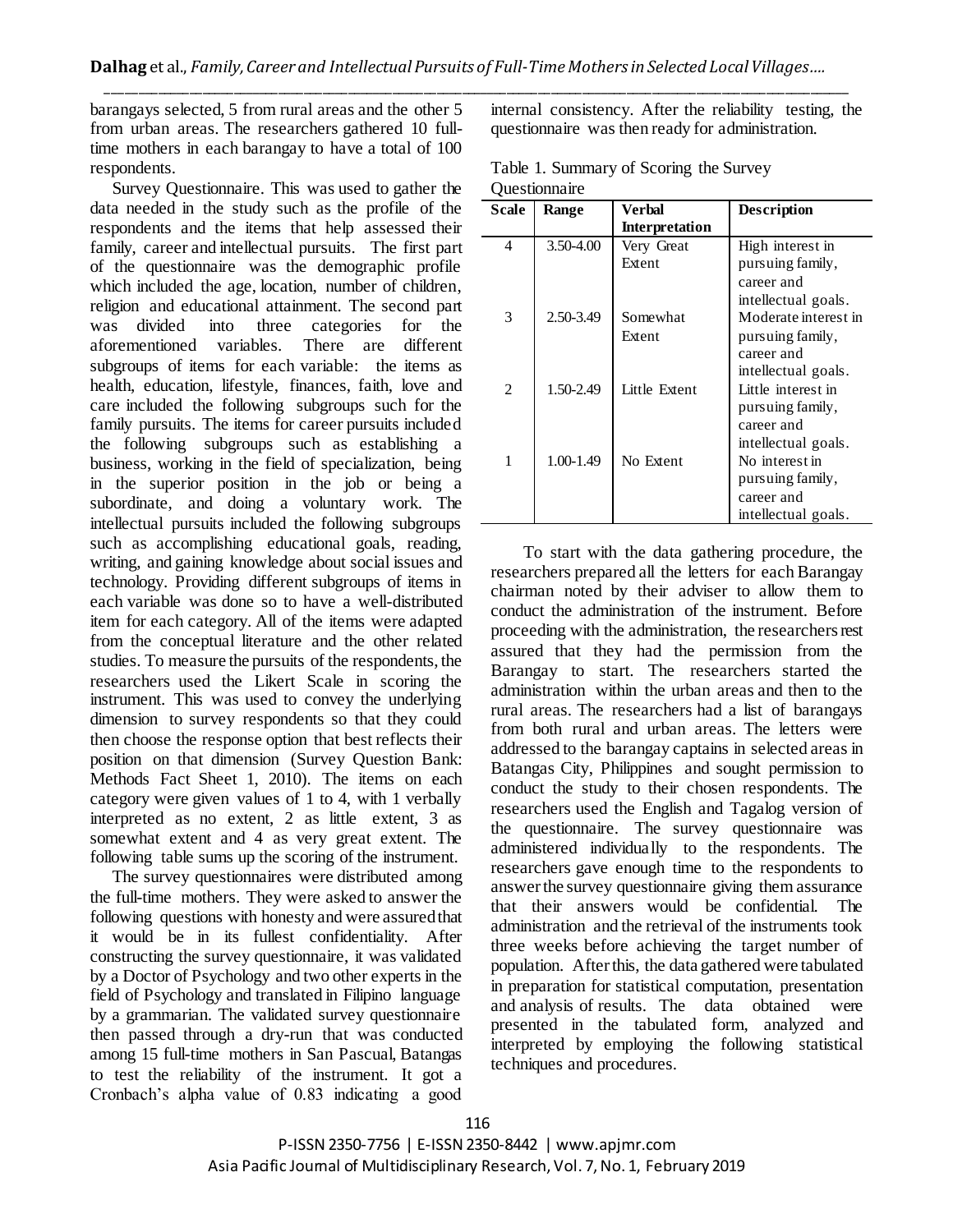barangays selected, 5 from rural areas and the other 5 from urban areas. The researchers gathered 10 full-time mothers in each barangay to have a total of 100 respondents.

Survey Questionnaire. This was used to gather the data needed in the study such as the profile of the respondents and the items that help assessed their family, career and intellectual pursuits. The first part of the questionnaire was the demographic profile which included the age, location, number of children, religion and educational attainment. The second part was divided into three categories for the aforementioned variables. There are different subgroups of items for each variable: the items as health, education, lifestyle, finances, faith, love and care included the following subgroups such for the family pursuits. The items for career pursuits included the following subgroups such as establishing a business, working in the field of specialization, being in the superior position in the job or being a subordinate, and doing a voluntary work. The intellectual pursuits included the following subgroups such as accomplishing educational goals, reading, writing, and gaining knowledge about social issues and technology. Providing different subgroups of items in each variable was done so to have a well-distributed item for each category. All of the items were adapted from the conceptual literature and the other related studies. To measure the pursuits of the respondents, the researchers used the Likert Scale in scoring the instrument. This was used to convey the underlying dimension to survey respondents so that they could then choose the response option that best reflects their position on that dimension (Survey Question Bank: Methods Fact Sheet 1, 2010). The items on each category were given values of 1 to 4, with 1 verbally interpreted as no extent, 2 as little extent, 3 as somewhat extent and 4 as very great extent. The following table sums up the scoring of the instrument.

The survey questionnaires were distributed among the full-time mothers. They were asked to answer the following questions with honesty and were assured that it would be in its fullest confidentiality. After constructing the survey questionnaire, it was validated by a Doctor of Psychology and two other experts in the field of Psychology and translated in Filipino language by a grammarian. The validated survey questionnaire then passed through a dry-run that was conducted among 15 full-time mothers in San Pascual, Batangas to test the reliability of the instrument. It got a Cronbach's alpha value of 0.83 indicating a good internal consistency. After the reliability testing, the questionnaire was then ready for administration.

Table 1. Summary of Scoring the Survey Questionnaire

| Scale | Range | Verbal Interpretation | Description |
|---|---|---|---|
| 4 | 3.50-4.00 | Very Great Extent | High interest in pursuing family, career and intellectual goals. |
| 3 | 2.50-3.49 | Somewhat Extent | Moderate interest in pursuing family, career and intellectual goals. |
| 2 | 1.50-2.49 | Little Extent | Little interest in pursuing family, career and intellectual goals. |
| 1 | 1.00-1.49 | No Extent | No interest in pursuing family, career and intellectual goals. |

To start with the data gathering procedure, the researchers prepared all the letters for each Barangay chairman noted by their adviser to allow them to conduct the administration of the instrument. Before proceeding with the administration, the researchers rest assured that they had the permission from the Barangay to start. The researchers started the administration within the urban areas and then to the rural areas. The researchers had a list of barangays from both rural and urban areas. The letters were addressed to the barangay captains in selected areas in Batangas City, Philippines and sought permission to conduct the study to their chosen respondents. The researchers used the English and Tagalog version of the questionnaire. The survey questionnaire was administered individually to the respondents. The researchers gave enough time to the respondents to answer the survey questionnaire giving them assurance that their answers would be confidential. The administration and the retrieval of the instruments took three weeks before achieving the target number of population. After this, the data gathered were tabulated in preparation for statistical computation, presentation and analysis of results. The data obtained were presented in the tabulated form, analyzed and interpreted by employing the following statistical techniques and procedures.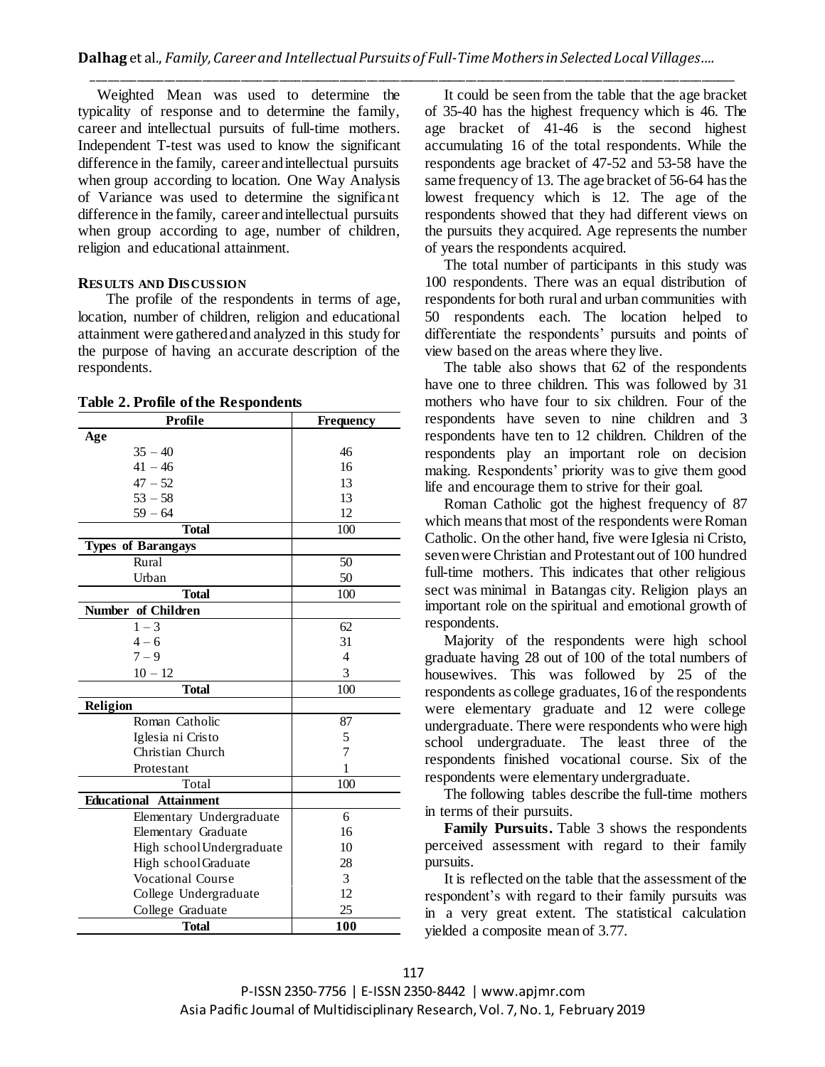Weighted Mean was used to determine the typicality of response and to determine the family, career and intellectual pursuits of full-time mothers. Independent T-test was used to know the significant difference in the family, career and intellectual pursuits when group according to location. One Way Analysis of Variance was used to determine the significant difference in the family, career and intellectual pursuits when group according to age, number of children, religion and educational attainment.

## RESULTS AND DISCUSSION

The profile of the respondents in terms of age, location, number of children, religion and educational attainment were gathered and analyzed in this study for the purpose of having an accurate description of the respondents.

**Table 2. Profile of the Respondents**

| Profile | Frequency |
|---|---|
| **Age** | |
| 35 – 40 | 46 |
| 41 – 46 | 16 |
| 47 – 52 | 13 |
| 53 – 58 | 13 |
| 59 – 64 | 12 |
| **Total** | 100 |
| **Types of Barangays** | |
| Rural | 50 |
| Urban | 50 |
| **Total** | 100 |
| **Number of Children** | |
| 1 – 3 | 62 |
| 4 – 6 | 31 |
| 7 – 9 | 4 |
| 10 – 12 | 3 |
| **Total** | 100 |
| **Religion** | |
| Roman Catholic | 87 |
| Iglesia ni Cristo | 5 |
| Christian Church | 7 |
| Protestant | 1 |
| Total | 100 |
| **Educational Attainment** | |
| Elementary Undergraduate | 6 |
| Elementary Graduate | 16 |
| High school Undergraduate | 10 |
| High school Graduate | 28 |
| Vocational Course | 3 |
| College Undergraduate | 12 |
| College Graduate | 25 |
| **Total** | **100** |

It could be seen from the table that the age bracket of 35-40 has the highest frequency which is 46. The age bracket of 41-46 is the second highest accumulating 16 of the total respondents. While the respondents age bracket of 47-52 and 53-58 have the same frequency of 13. The age bracket of 56-64 has the lowest frequency which is 12. The age of the respondents showed that they had different views on the pursuits they acquired. Age represents the number of years the respondents acquired.

The total number of participants in this study was 100 respondents. There was an equal distribution of respondents for both rural and urban communities with 50 respondents each. The location helped to differentiate the respondents' pursuits and points of view based on the areas where they live.

The table also shows that 62 of the respondents have one to three children. This was followed by 31 mothers who have four to six children. Four of the respondents have seven to nine children and 3 respondents have ten to 12 children. Children of the respondents play an important role on decision making. Respondents' priority was to give them good life and encourage them to strive for their goal.

Roman Catholic got the highest frequency of 87 which means that most of the respondents were Roman Catholic. On the other hand, five were Iglesia ni Cristo, seven were Christian and Protestant out of 100 hundred full-time mothers. This indicates that other religious sect was minimal in Batangas city. Religion plays an important role on the spiritual and emotional growth of respondents.

Majority of the respondents were high school graduate having 28 out of 100 of the total numbers of housewives. This was followed by 25 of the respondents as college graduates, 16 of the respondents were elementary graduate and 12 were college undergraduate. There were respondents who were high school undergraduate. The least three of the respondents finished vocational course. Six of the respondents were elementary undergraduate.

The following tables describe the full-time mothers in terms of their pursuits.

**Family Pursuits.** Table 3 shows the respondents perceived assessment with regard to their family pursuits.

It is reflected on the table that the assessment of the respondent's with regard to their family pursuits was in a very great extent. The statistical calculation yielded a composite mean of 3.77.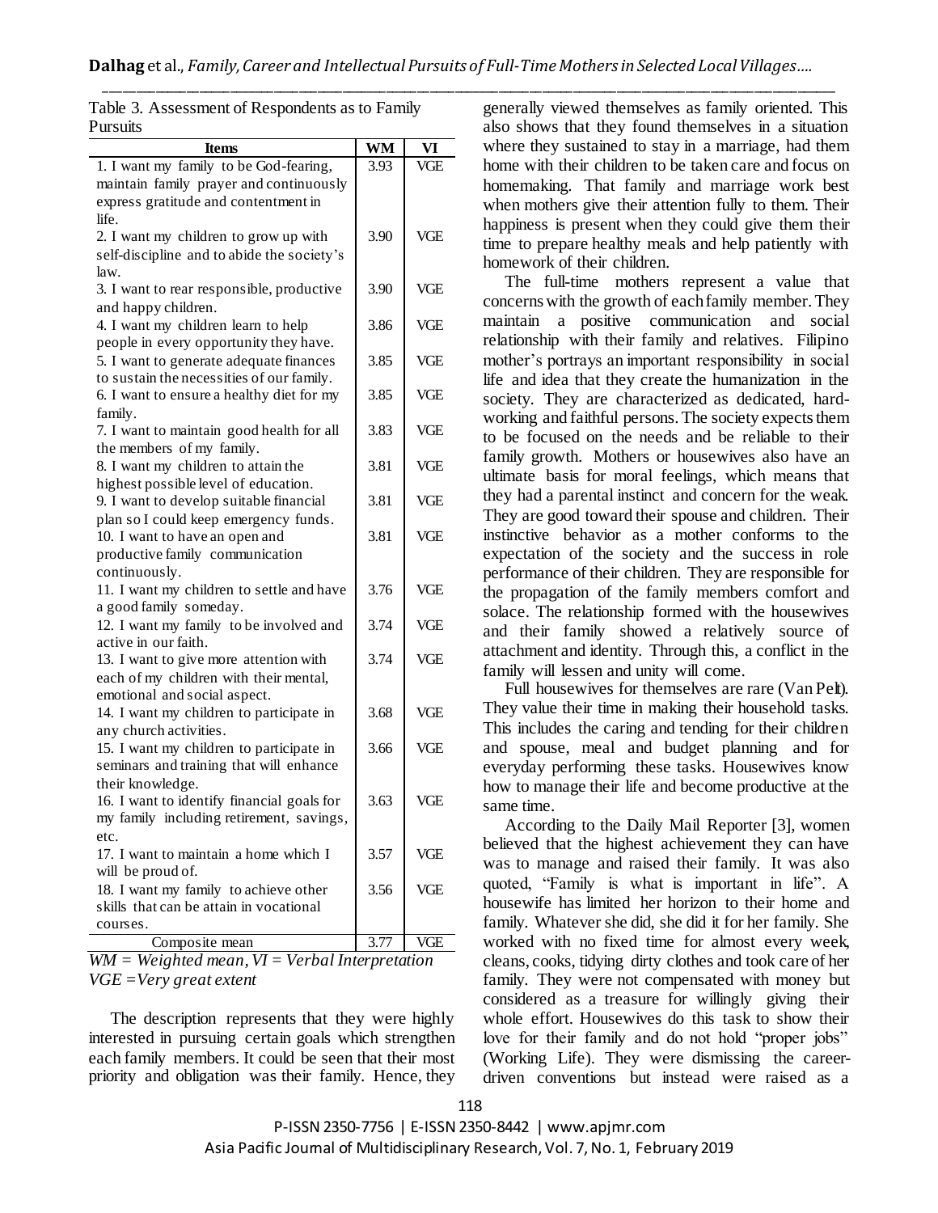Table 3. Assessment of Respondents as to Family Pursuits

| Items | WM | VI |
|---|---|---|
| 1. I want my family to be God-fearing, maintain family prayer and continuously express gratitude and contentment in life. | 3.93 | VGE |
| 2. I want my children to grow up with self-discipline and to abide the society's law. | 3.90 | VGE |
| 3. I want to rear responsible, productive and happy children. | 3.90 | VGE |
| 4. I want my children learn to help people in every opportunity they have. | 3.86 | VGE |
| 5. I want to generate adequate finances to sustain the necessities of our family. | 3.85 | VGE |
| 6. I want to ensure a healthy diet for my family. | 3.85 | VGE |
| 7. I want to maintain good health for all the members of my family. | 3.83 | VGE |
| 8. I want my children to attain the highest possible level of education. | 3.81 | VGE |
| 9. I want to develop suitable financial plan so I could keep emergency funds. | 3.81 | VGE |
| 10. I want to have an open and productive family communication continuously. | 3.81 | VGE |
| 11. I want my children to settle and have a good family someday. | 3.76 | VGE |
| 12. I want my family to be involved and active in our faith. | 3.74 | VGE |
| 13. I want to give more attention with each of my children with their mental, emotional and social aspect. | 3.74 | VGE |
| 14. I want my children to participate in any church activities. | 3.68 | VGE |
| 15. I want my children to participate in seminars and training that will enhance their knowledge. | 3.66 | VGE |
| 16. I want to identify financial goals for my family including retirement, savings, etc. | 3.63 | VGE |
| 17. I want to maintain a home which I will be proud of. | 3.57 | VGE |
| 18. I want my family to achieve other skills that can be attain in vocational courses. | 3.56 | VGE |
| Composite mean | 3.77 | VGE |

*WM = Weighted mean, VI = Verbal Interpretation*
*VGE =Very great extent*

The description represents that they were highly interested in pursuing certain goals which strengthen each family members. It could be seen that their most priority and obligation was their family. Hence, they generally viewed themselves as family oriented. This also shows that they found themselves in a situation where they sustained to stay in a marriage, had them home with their children to be taken care and focus on homemaking. That family and marriage work best when mothers give their attention fully to them. Their happiness is present when they could give them their time to prepare healthy meals and help patiently with homework of their children.

The full-time mothers represent a value that concerns with the growth of each family member. They maintain a positive communication and social relationship with their family and relatives. Filipino mother's portrays an important responsibility in social life and idea that they create the humanization in the society. They are characterized as dedicated, hard-working and faithful persons. The society expects them to be focused on the needs and be reliable to their family growth. Mothers or housewives also have an ultimate basis for moral feelings, which means that they had a parental instinct and concern for the weak. They are good toward their spouse and children. Their instinctive behavior as a mother conforms to the expectation of the society and the success in role performance of their children. They are responsible for the propagation of the family members comfort and solace. The relationship formed with the housewives and their family showed a relatively source of attachment and identity. Through this, a conflict in the family will lessen and unity will come.

Full housewives for themselves are rare (Van Pelt). They value their time in making their household tasks. This includes the caring and tending for their children and spouse, meal and budget planning and for everyday performing these tasks. Housewives know how to manage their life and become productive at the same time.

According to the Daily Mail Reporter [3], women believed that the highest achievement they can have was to manage and raised their family. It was also quoted, "Family is what is important in life". A housewife has limited her horizon to their home and family. Whatever she did, she did it for her family. She worked with no fixed time for almost every week, cleans, cooks, tidying dirty clothes and took care of her family. They were not compensated with money but considered as a treasure for willingly giving their whole effort. Housewives do this task to show their love for their family and do not hold "proper jobs" (Working Life). They were dismissing the career-driven conventions but instead were raised as a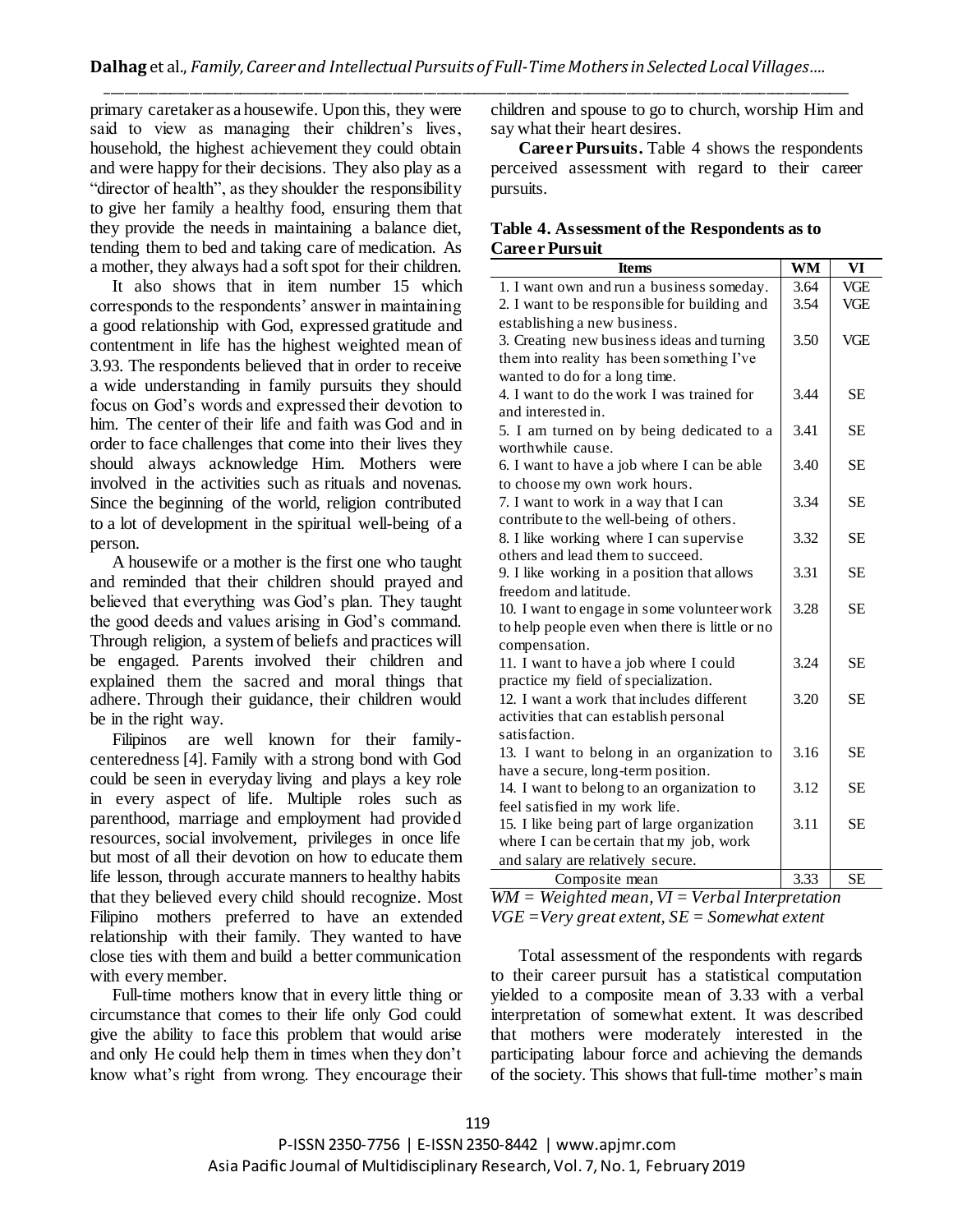primary caretaker as a housewife. Upon this, they were said to view as managing their children's lives, household, the highest achievement they could obtain and were happy for their decisions. They also play as a "director of health", as they shoulder the responsibility to give her family a healthy food, ensuring them that they provide the needs in maintaining a balance diet, tending them to bed and taking care of medication. As a mother, they always had a soft spot for their children.

It also shows that in item number 15 which corresponds to the respondents' answer in maintaining a good relationship with God, expressed gratitude and contentment in life has the highest weighted mean of 3.93. The respondents believed that in order to receive a wide understanding in family pursuits they should focus on God's words and expressed their devotion to him. The center of their life and faith was God and in order to face challenges that come into their lives they should always acknowledge Him. Mothers were involved in the activities such as rituals and novenas. Since the beginning of the world, religion contributed to a lot of development in the spiritual well-being of a person.

A housewife or a mother is the first one who taught and reminded that their children should prayed and believed that everything was God's plan. They taught the good deeds and values arising in God's command. Through religion, a system of beliefs and practices will be engaged. Parents involved their children and explained them the sacred and moral things that adhere. Through their guidance, their children would be in the right way.

Filipinos are well known for their family-centeredness [4]. Family with a strong bond with God could be seen in everyday living and plays a key role in every aspect of life. Multiple roles such as parenthood, marriage and employment had provided resources, social involvement, privileges in once life but most of all their devotion on how to educate them life lesson, through accurate manners to healthy habits that they believed every child should recognize. Most Filipino mothers preferred to have an extended relationship with their family. They wanted to have close ties with them and build a better communication with every member.

Full-time mothers know that in every little thing or circumstance that comes to their life only God could give the ability to face this problem that would arise and only He could help them in times when they don't know what's right from wrong. They encourage their children and spouse to go to church, worship Him and say what their heart desires.

**Career Pursuits.** Table 4 shows the respondents perceived assessment with regard to their career pursuits.

**Table 4. Assessment of the Respondents as to Career Pursuit**

| Items | WM | VI |
|---|---|---|
| 1. I want own and run a business someday. | 3.64 | VGE |
| 2. I want to be responsible for building and establishing a new business. | 3.54 | VGE |
| 3. Creating new business ideas and turning them into reality has been something I've wanted to do for a long time. | 3.50 | VGE |
| 4. I want to do the work I was trained for and interested in. | 3.44 | SE |
| 5. I am turned on by being dedicated to a worthwhile cause. | 3.41 | SE |
| 6. I want to have a job where I can be able to choose my own work hours. | 3.40 | SE |
| 7. I want to work in a way that I can contribute to the well-being of others. | 3.34 | SE |
| 8. I like working where I can supervise others and lead them to succeed. | 3.32 | SE |
| 9. I like working in a position that allows freedom and latitude. | 3.31 | SE |
| 10. I want to engage in some volunteer work to help people even when there is little or no compensation. | 3.28 | SE |
| 11. I want to have a job where I could practice my field of specialization. | 3.24 | SE |
| 12. I want a work that includes different activities that can establish personal satisfaction. | 3.20 | SE |
| 13. I want to belong in an organization to have a secure, long-term position. | 3.16 | SE |
| 14. I want to belong to an organization to feel satisfied in my work life. | 3.12 | SE |
| 15. I like being part of large organization where I can be certain that my job, work and salary are relatively secure. | 3.11 | SE |
| Composite mean | 3.33 | SE |

*WM = Weighted mean, VI = Verbal Interpretation*
*VGE =Very great extent, SE = Somewhat extent*

Total assessment of the respondents with regards to their career pursuit has a statistical computation yielded to a composite mean of 3.33 with a verbal interpretation of somewhat extent. It was described that mothers were moderately interested in the participating labour force and achieving the demands of the society. This shows that full-time mother's main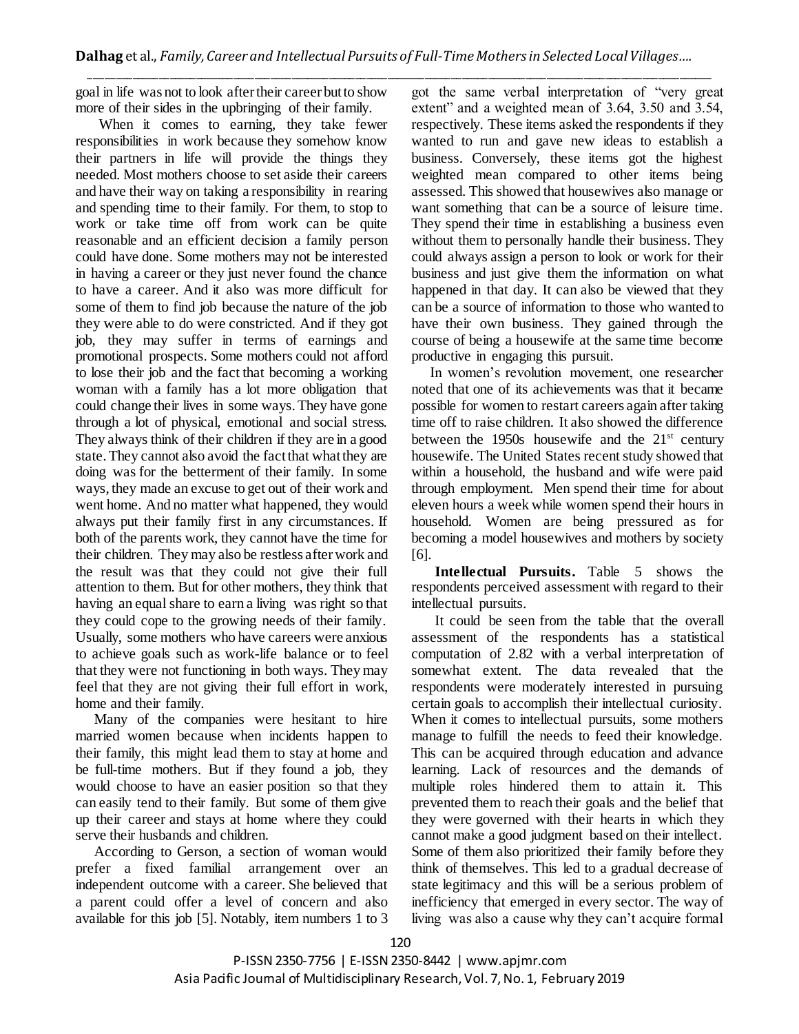goal in life was not to look after their career but to show more of their sides in the upbringing of their family.

When it comes to earning, they take fewer responsibilities in work because they somehow know their partners in life will provide the things they needed. Most mothers choose to set aside their careers and have their way on taking a responsibility in rearing and spending time to their family. For them, to stop to work or take time off from work can be quite reasonable and an efficient decision a family person could have done. Some mothers may not be interested in having a career or they just never found the chance to have a career. And it also was more difficult for some of them to find job because the nature of the job they were able to do were constricted. And if they got job, they may suffer in terms of earnings and promotional prospects. Some mothers could not afford to lose their job and the fact that becoming a working woman with a family has a lot more obligation that could change their lives in some ways. They have gone through a lot of physical, emotional and social stress. They always think of their children if they are in a good state. They cannot also avoid the fact that what they are doing was for the betterment of their family. In some ways, they made an excuse to get out of their work and went home. And no matter what happened, they would always put their family first in any circumstances. If both of the parents work, they cannot have the time for their children. They may also be restless after work and the result was that they could not give their full attention to them. But for other mothers, they think that having an equal share to earn a living was right so that they could cope to the growing needs of their family. Usually, some mothers who have careers were anxious to achieve goals such as work-life balance or to feel that they were not functioning in both ways. They may feel that they are not giving their full effort in work, home and their family.

Many of the companies were hesitant to hire married women because when incidents happen to their family, this might lead them to stay at home and be full-time mothers. But if they found a job, they would choose to have an easier position so that they can easily tend to their family. But some of them give up their career and stays at home where they could serve their husbands and children.

According to Gerson, a section of woman would prefer a fixed familial arrangement over an independent outcome with a career. She believed that a parent could offer a level of concern and also available for this job [5]. Notably, item numbers 1 to 3 got the same verbal interpretation of "very great extent" and a weighted mean of 3.64, 3.50 and 3.54, respectively. These items asked the respondents if they wanted to run and gave new ideas to establish a business. Conversely, these items got the highest weighted mean compared to other items being assessed. This showed that housewives also manage or want something that can be a source of leisure time. They spend their time in establishing a business even without them to personally handle their business. They could always assign a person to look or work for their business and just give them the information on what happened in that day. It can also be viewed that they can be a source of information to those who wanted to have their own business. They gained through the course of being a housewife at the same time become productive in engaging this pursuit.

In women's revolution movement, one researcher noted that one of its achievements was that it became possible for women to restart careers again after taking time off to raise children. It also showed the difference between the 1950s housewife and the 21st century housewife. The United States recent study showed that within a household, the husband and wife were paid through employment. Men spend their time for about eleven hours a week while women spend their hours in household. Women are being pressured as for becoming a model housewives and mothers by society [6].

**Intellectual Pursuits.** Table 5 shows the respondents perceived assessment with regard to their intellectual pursuits.

It could be seen from the table that the overall assessment of the respondents has a statistical computation of 2.82 with a verbal interpretation of somewhat extent. The data revealed that the respondents were moderately interested in pursuing certain goals to accomplish their intellectual curiosity. When it comes to intellectual pursuits, some mothers manage to fulfill the needs to feed their knowledge. This can be acquired through education and advance learning. Lack of resources and the demands of multiple roles hindered them to attain it. This prevented them to reach their goals and the belief that they were governed with their hearts in which they cannot make a good judgment based on their intellect. Some of them also prioritized their family before they think of themselves. This led to a gradual decrease of state legitimacy and this will be a serious problem of inefficiency that emerged in every sector. The way of living was also a cause why they can't acquire formal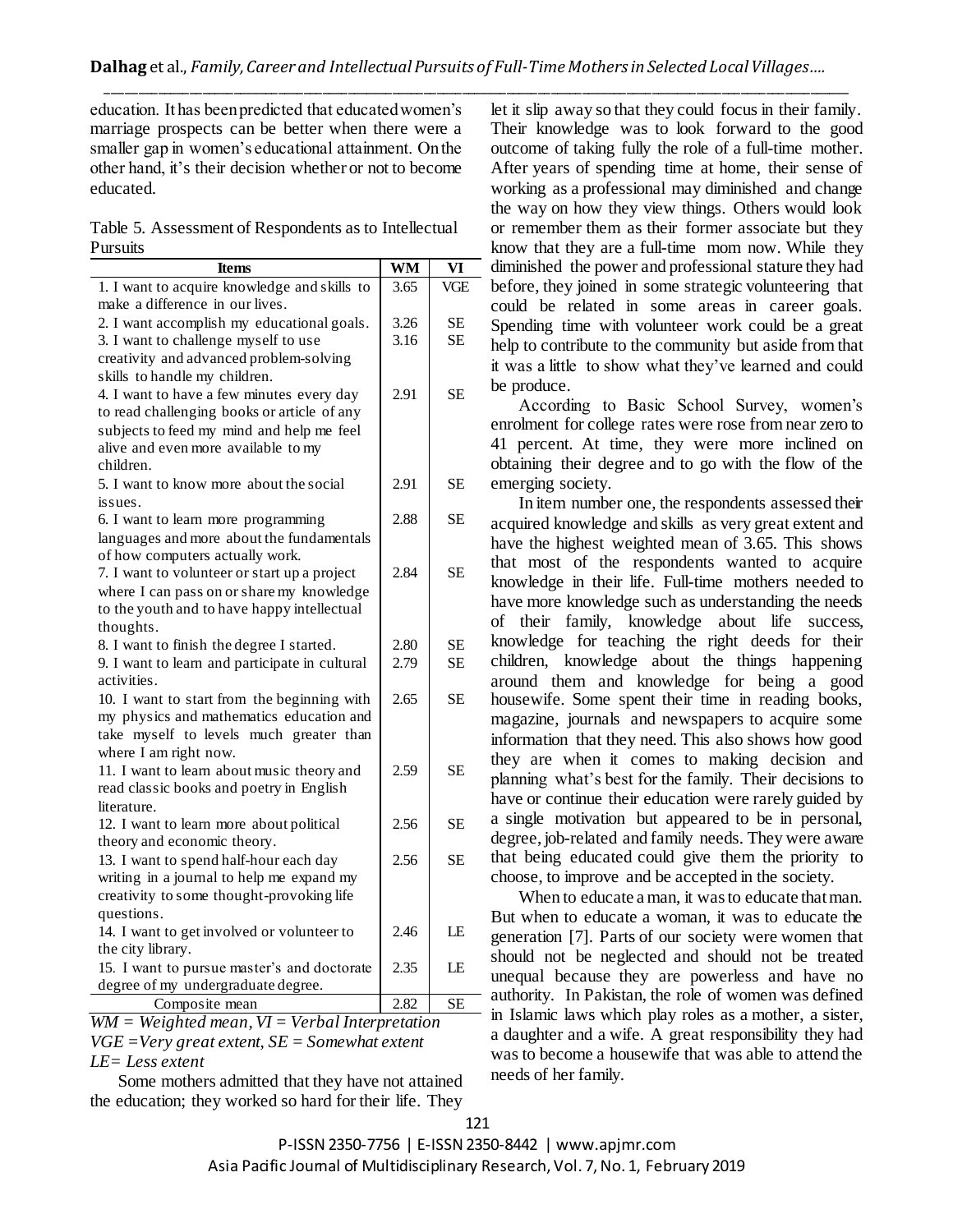education. It has been predicted that educated women's marriage prospects can be better when there were a smaller gap in women's educational attainment. On the other hand, it's their decision whether or not to become educated.

Table 5. Assessment of Respondents as to Intellectual Pursuits

| Items | WM | VI |
|---|---|---|
| 1. I want to acquire knowledge and skills to make a difference in our lives. | 3.65 | VGE |
| 2. I want accomplish my educational goals. | 3.26 | SE |
| 3. I want to challenge myself to use creativity and advanced problem-solving skills to handle my children. | 3.16 | SE |
| 4. I want to have a few minutes every day to read challenging books or article of any subjects to feed my mind and help me feel alive and even more available to my children. | 2.91 | SE |
| 5. I want to know more about the social issues. | 2.91 | SE |
| 6. I want to learn more programming languages and more about the fundamentals of how computers actually work. | 2.88 | SE |
| 7. I want to volunteer or start up a project where I can pass on or share my knowledge to the youth and to have happy intellectual thoughts. | 2.84 | SE |
| 8. I want to finish the degree I started. | 2.80 | SE |
| 9. I want to learn and participate in cultural activities. | 2.79 | SE |
| 10. I want to start from the beginning with my physics and mathematics education and take myself to levels much greater than where I am right now. | 2.65 | SE |
| 11. I want to learn about music theory and read classic books and poetry in English literature. | 2.59 | SE |
| 12. I want to learn more about political theory and economic theory. | 2.56 | SE |
| 13. I want to spend half-hour each day writing in a journal to help me expand my creativity to some thought-provoking life questions. | 2.56 | SE |
| 14. I want to get involved or volunteer to the city library. | 2.46 | LE |
| 15. I want to pursue master's and doctorate degree of my undergraduate degree. | 2.35 | LE |
| Composite mean | 2.82 | SE |

*WM = Weighted mean, VI = Verbal Interpretation*
*VGE =Very great extent, SE = Somewhat extent*
*LE= Less extent*

Some mothers admitted that they have not attained the education; they worked so hard for their life. They let it slip away so that they could focus in their family. Their knowledge was to look forward to the good outcome of taking fully the role of a full-time mother. After years of spending time at home, their sense of working as a professional may diminished and change the way on how they view things. Others would look or remember them as their former associate but they know that they are a full-time mom now. While they diminished the power and professional stature they had before, they joined in some strategic volunteering that could be related in some areas in career goals. Spending time with volunteer work could be a great help to contribute to the community but aside from that it was a little to show what they've learned and could be produce.

According to Basic School Survey, women's enrolment for college rates were rose from near zero to 41 percent. At time, they were more inclined on obtaining their degree and to go with the flow of the emerging society.

In item number one, the respondents assessed their acquired knowledge and skills as very great extent and have the highest weighted mean of 3.65. This shows that most of the respondents wanted to acquire knowledge in their life. Full-time mothers needed to have more knowledge such as understanding the needs of their family, knowledge about life success, knowledge for teaching the right deeds for their children, knowledge about the things happening around them and knowledge for being a good housewife. Some spent their time in reading books, magazine, journals and newspapers to acquire some information that they need. This also shows how good they are when it comes to making decision and planning what's best for the family. Their decisions to have or continue their education were rarely guided by a single motivation but appeared to be in personal, degree, job-related and family needs. They were aware that being educated could give them the priority to choose, to improve and be accepted in the society.

When to educate a man, it was to educate that man. But when to educate a woman, it was to educate the generation [7]. Parts of our society were women that should not be neglected and should not be treated unequal because they are powerless and have no authority. In Pakistan, the role of women was defined in Islamic laws which play roles as a mother, a sister, a daughter and a wife. A great responsibility they had was to become a housewife that was able to attend the needs of her family.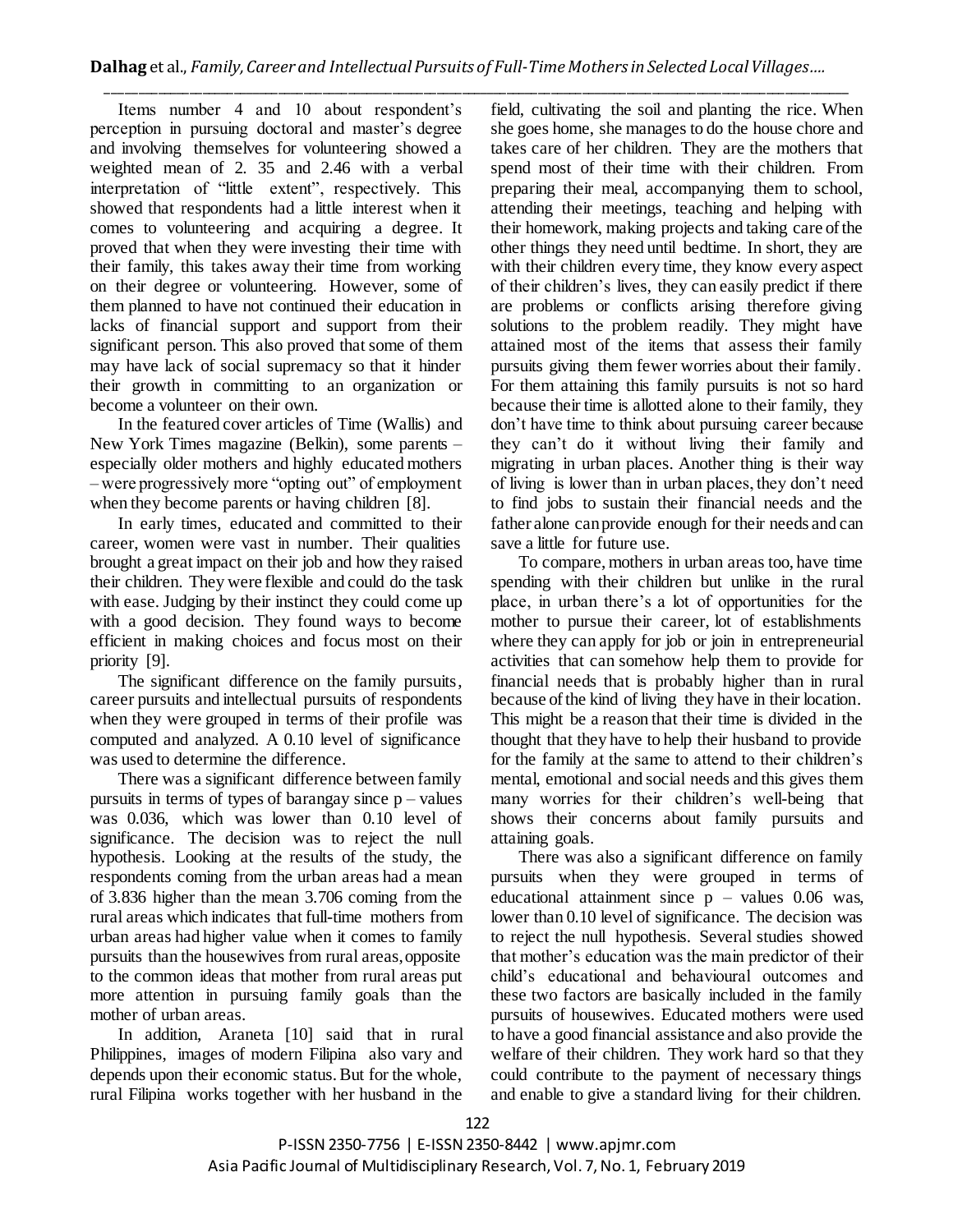Items number 4 and 10 about respondent's perception in pursuing doctoral and master's degree and involving themselves for volunteering showed a weighted mean of 2. 35 and 2.46 with a verbal interpretation of "little extent", respectively. This showed that respondents had a little interest when it comes to volunteering and acquiring a degree. It proved that when they were investing their time with their family, this takes away their time from working on their degree or volunteering. However, some of them planned to have not continued their education in lacks of financial support and support from their significant person. This also proved that some of them may have lack of social supremacy so that it hinder their growth in committing to an organization or become a volunteer on their own.

In the featured cover articles of Time (Wallis) and New York Times magazine (Belkin), some parents – especially older mothers and highly educated mothers – were progressively more "opting out" of employment when they become parents or having children [8].

In early times, educated and committed to their career, women were vast in number. Their qualities brought a great impact on their job and how they raised their children. They were flexible and could do the task with ease. Judging by their instinct they could come up with a good decision. They found ways to become efficient in making choices and focus most on their priority [9].

The significant difference on the family pursuits, career pursuits and intellectual pursuits of respondents when they were grouped in terms of their profile was computed and analyzed. A 0.10 level of significance was used to determine the difference.

There was a significant difference between family pursuits in terms of types of barangay since p – values was 0.036, which was lower than 0.10 level of significance. The decision was to reject the null hypothesis. Looking at the results of the study, the respondents coming from the urban areas had a mean of 3.836 higher than the mean 3.706 coming from the rural areas which indicates that full-time mothers from urban areas had higher value when it comes to family pursuits than the housewives from rural areas, opposite to the common ideas that mother from rural areas put more attention in pursuing family goals than the mother of urban areas.

In addition, Araneta [10] said that in rural Philippines, images of modern Filipina also vary and depends upon their economic status. But for the whole, rural Filipina works together with her husband in the field, cultivating the soil and planting the rice. When she goes home, she manages to do the house chore and takes care of her children. They are the mothers that spend most of their time with their children. From preparing their meal, accompanying them to school, attending their meetings, teaching and helping with their homework, making projects and taking care of the other things they need until bedtime. In short, they are with their children every time, they know every aspect of their children's lives, they can easily predict if there are problems or conflicts arising therefore giving solutions to the problem readily. They might have attained most of the items that assess their family pursuits giving them fewer worries about their family. For them attaining this family pursuits is not so hard because their time is allotted alone to their family, they don't have time to think about pursuing career because they can't do it without living their family and migrating in urban places. Another thing is their way of living is lower than in urban places, they don't need to find jobs to sustain their financial needs and the father alone can provide enough for their needs and can save a little for future use.

To compare, mothers in urban areas too, have time spending with their children but unlike in the rural place, in urban there's a lot of opportunities for the mother to pursue their career, lot of establishments where they can apply for job or join in entrepreneurial activities that can somehow help them to provide for financial needs that is probably higher than in rural because of the kind of living they have in their location. This might be a reason that their time is divided in the thought that they have to help their husband to provide for the family at the same to attend to their children's mental, emotional and social needs and this gives them many worries for their children's well-being that shows their concerns about family pursuits and attaining goals.

There was also a significant difference on family pursuits when they were grouped in terms of educational attainment since p – values 0.06 was, lower than 0.10 level of significance. The decision was to reject the null hypothesis. Several studies showed that mother's education was the main predictor of their child's educational and behavioural outcomes and these two factors are basically included in the family pursuits of housewives. Educated mothers were used to have a good financial assistance and also provide the welfare of their children. They work hard so that they could contribute to the payment of necessary things and enable to give a standard living for their children.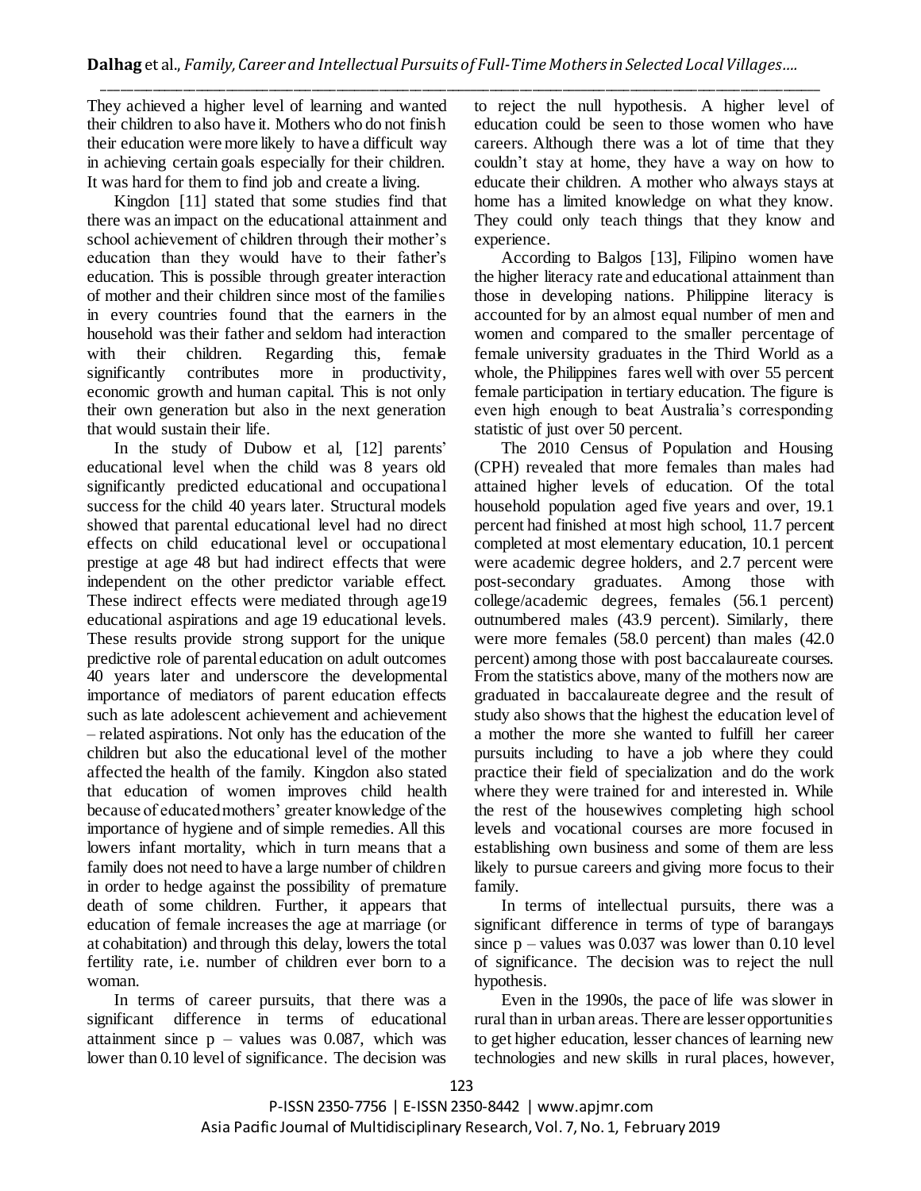They achieved a higher level of learning and wanted their children to also have it. Mothers who do not finish their education were more likely to have a difficult way in achieving certain goals especially for their children. It was hard for them to find job and create a living.

Kingdon [11] stated that some studies find that there was an impact on the educational attainment and school achievement of children through their mother's education than they would have to their father's education. This is possible through greater interaction of mother and their children since most of the families in every countries found that the earners in the household was their father and seldom had interaction with their children. Regarding this, female significantly contributes more in productivity, economic growth and human capital. This is not only their own generation but also in the next generation that would sustain their life.

In the study of Dubow et al, [12] parents' educational level when the child was 8 years old significantly predicted educational and occupational success for the child 40 years later. Structural models showed that parental educational level had no direct effects on child educational level or occupational prestige at age 48 but had indirect effects that were independent on the other predictor variable effect. These indirect effects were mediated through age19 educational aspirations and age 19 educational levels. These results provide strong support for the unique predictive role of parental education on adult outcomes 40 years later and underscore the developmental importance of mediators of parent education effects such as late adolescent achievement and achievement – related aspirations. Not only has the education of the children but also the educational level of the mother affected the health of the family. Kingdon also stated that education of women improves child health because of educated mothers' greater knowledge of the importance of hygiene and of simple remedies. All this lowers infant mortality, which in turn means that a family does not need to have a large number of children in order to hedge against the possibility of premature death of some children. Further, it appears that education of female increases the age at marriage (or at cohabitation) and through this delay, lowers the total fertility rate, i.e. number of children ever born to a woman.

In terms of career pursuits, that there was a significant difference in terms of educational attainment since p – values was 0.087, which was lower than 0.10 level of significance. The decision was to reject the null hypothesis. A higher level of education could be seen to those women who have careers. Although there was a lot of time that they couldn't stay at home, they have a way on how to educate their children. A mother who always stays at home has a limited knowledge on what they know. They could only teach things that they know and experience.

According to Balgos [13], Filipino women have the higher literacy rate and educational attainment than those in developing nations. Philippine literacy is accounted for by an almost equal number of men and women and compared to the smaller percentage of female university graduates in the Third World as a whole, the Philippines fares well with over 55 percent female participation in tertiary education. The figure is even high enough to beat Australia's corresponding statistic of just over 50 percent.

The 2010 Census of Population and Housing (CPH) revealed that more females than males had attained higher levels of education. Of the total household population aged five years and over, 19.1 percent had finished at most high school, 11.7 percent completed at most elementary education, 10.1 percent were academic degree holders, and 2.7 percent were post-secondary graduates. Among those with college/academic degrees, females (56.1 percent) outnumbered males (43.9 percent). Similarly, there were more females (58.0 percent) than males (42.0 percent) among those with post baccalaureate courses. From the statistics above, many of the mothers now are graduated in baccalaureate degree and the result of study also shows that the highest the education level of a mother the more she wanted to fulfill her career pursuits including to have a job where they could practice their field of specialization and do the work where they were trained for and interested in. While the rest of the housewives completing high school levels and vocational courses are more focused in establishing own business and some of them are less likely to pursue careers and giving more focus to their family.

In terms of intellectual pursuits, there was a significant difference in terms of type of barangays since p – values was 0.037 was lower than 0.10 level of significance. The decision was to reject the null hypothesis.

Even in the 1990s, the pace of life was slower in rural than in urban areas. There are lesser opportunities to get higher education, lesser chances of learning new technologies and new skills in rural places, however,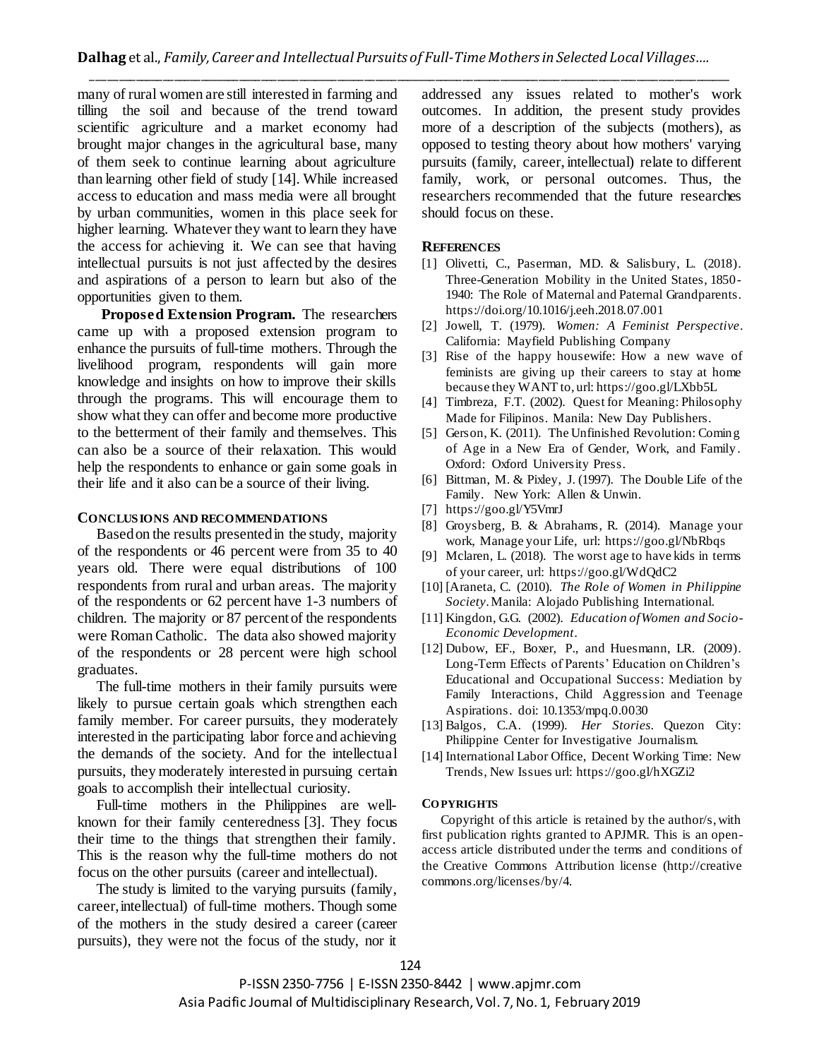many of rural women are still interested in farming and tilling the soil and because of the trend toward scientific agriculture and a market economy had brought major changes in the agricultural base, many of them seek to continue learning about agriculture than learning other field of study [14]. While increased access to education and mass media were all brought by urban communities, women in this place seek for higher learning. Whatever they want to learn they have the access for achieving it. We can see that having intellectual pursuits is not just affected by the desires and aspirations of a person to learn but also of the opportunities given to them.

**Proposed Extension Program.** The researchers came up with a proposed extension program to enhance the pursuits of full-time mothers. Through the livelihood program, respondents will gain more knowledge and insights on how to improve their skills through the programs. This will encourage them to show what they can offer and become more productive to the betterment of their family and themselves. This can also be a source of their relaxation. This would help the respondents to enhance or gain some goals in their life and it also can be a source of their living.

## CONCLUSIONS AND RECOMMENDATIONS

Based on the results presented in the study, majority of the respondents or 46 percent were from 35 to 40 years old. There were equal distributions of 100 respondents from rural and urban areas. The majority of the respondents or 62 percent have 1-3 numbers of children. The majority or 87 percent of the respondents were Roman Catholic. The data also showed majority of the respondents or 28 percent were high school graduates.

The full-time mothers in their family pursuits were likely to pursue certain goals which strengthen each family member. For career pursuits, they moderately interested in the participating labor force and achieving the demands of the society. And for the intellectual pursuits, they moderately interested in pursuing certain goals to accomplish their intellectual curiosity.

Full-time mothers in the Philippines are well-known for their family centeredness [3]. They focus their time to the things that strengthen their family. This is the reason why the full-time mothers do not focus on the other pursuits (career and intellectual).

The study is limited to the varying pursuits (family, career, intellectual) of full-time mothers. Though some of the mothers in the study desired a career (career pursuits), they were not the focus of the study, nor it addressed any issues related to mother's work outcomes. In addition, the present study provides more of a description of the subjects (mothers), as opposed to testing theory about how mothers' varying pursuits (family, career, intellectual) relate to different family, work, or personal outcomes. Thus, the researchers recommended that the future researches should focus on these.

## REFERENCES

[1] Olivetti, C., Paserman, MD. & Salisbury, L. (2018). Three-Generation Mobility in the United States, 1850-1940: The Role of Maternal and Paternal Grandparents. https://doi.org/10.1016/j.eeh.2018.07.001

[2] Jowell, T. (1979). *Women: A Feminist Perspective*. California: Mayfield Publishing Company

[3] Rise of the happy housewife: How a new wave of feminists are giving up their careers to stay at home because they WANT to, url: https://goo.gl/LXbb5L

[4] Timbreza, F.T. (2002). Quest for Meaning: Philosophy Made for Filipinos. Manila: New Day Publishers.

[5] Gerson, K. (2011). The Unfinished Revolution: Coming of Age in a New Era of Gender, Work, and Family. Oxford: Oxford University Press.

[6] Bittman, M. & Pixley, J. (1997). The Double Life of the Family. New York: Allen & Unwin.

[7] https://goo.gl/Y5VmrJ

[8] Groysberg, B. & Abrahams, R. (2014). Manage your work, Manage your Life, url: https://goo.gl/NbRbqs

[9] Mclaren, L. (2018). The worst age to have kids in terms of your career, url: https://goo.gl/WdQdC2

[10] [Araneta, C. (2010). *The Role of Women in Philippine Society*. Manila: Alojado Publishing International.

[11] Kingdon, G.G. (2002). *Education of Women and Socio-Economic Development*.

[12] Dubow, EF., Boxer, P., and Huesmann, LR. (2009). Long-Term Effects of Parents' Education on Children's Educational and Occupational Success: Mediation by Family Interactions, Child Aggression and Teenage Aspirations. doi: 10.1353/mpq.0.0030

[13] Balgos, C.A. (1999). *Her Stories*. Quezon City: Philippine Center for Investigative Journalism.

[14] International Labor Office, Decent Working Time: New Trends, New Issues url: https://goo.gl/hXGZi2

## COPYRIGHTS

Copyright of this article is retained by the author/s, with first publication rights granted to APJMR. This is an open-access article distributed under the terms and conditions of the Creative Commons Attribution license (http://creative commons.org/licenses/by/4.